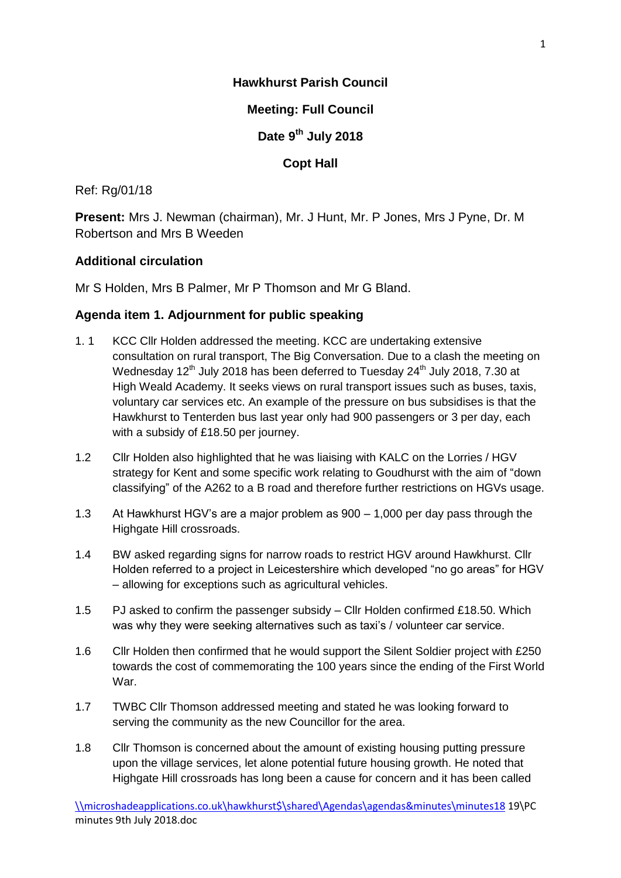**Hawkhurst Parish Council**

**Meeting: Full Council**

**Date 9th July 2018**

**Copt Hall**

Ref: Rg/01/18

**Present:** Mrs J. Newman (chairman), Mr. J Hunt, Mr. P Jones, Mrs J Pyne, Dr. M Robertson and Mrs B Weeden

### Additional circulation

Mr S Holden, Mrs B Palmer, Mr P Thomson and Mr G Bland.

### Agenda item 1. Adjournment for public speaking

1. 1 KCC Cllr Holden addressed the meeting. KCC are undertaking extensive consultation on rural transport, The Big Conversation. Due to a clash the meeting on Wednesday 12th July 2018 has been deferred to Tuesday 24th July 2018, 7.30 at High Weald Academy. It seeks views on rural transport issues such as buses, taxis, voluntary car services etc. An example of the pressure on bus subsidises is that the Hawkhurst to Tenterden bus last year only had 900 passengers or 3 per day, each with a subsidy of £18.50 per journey.

1.2 Cllr Holden also highlighted that he was liaising with KALC on the Lorries / HGV strategy for Kent and some specific work relating to Goudhurst with the aim of "down classifying" of the A262 to a B road and therefore further restrictions on HGVs usage.

1.3 At Hawkhurst HGV's are a major problem as 900 – 1,000 per day pass through the Highgate Hill crossroads.

1.4 BW asked regarding signs for narrow roads to restrict HGV around Hawkhurst. Cllr Holden referred to a project in Leicestershire which developed "no go areas" for HGV – allowing for exceptions such as agricultural vehicles.

1.5 PJ asked to confirm the passenger subsidy – Cllr Holden confirmed £18.50. Which was why they were seeking alternatives such as taxi's / volunteer car service.

1.6 Cllr Holden then confirmed that he would support the Silent Soldier project with £250 towards the cost of commemorating the 100 years since the ending of the First World War.

1.7 TWBC Cllr Thomson addressed meeting and stated he was looking forward to serving the community as the new Councillor for the area.

1.8 Cllr Thomson is concerned about the amount of existing housing putting pressure upon the village services, let alone potential future housing growth. He noted that Highgate Hill crossroads has long been a cause for concern and it has been called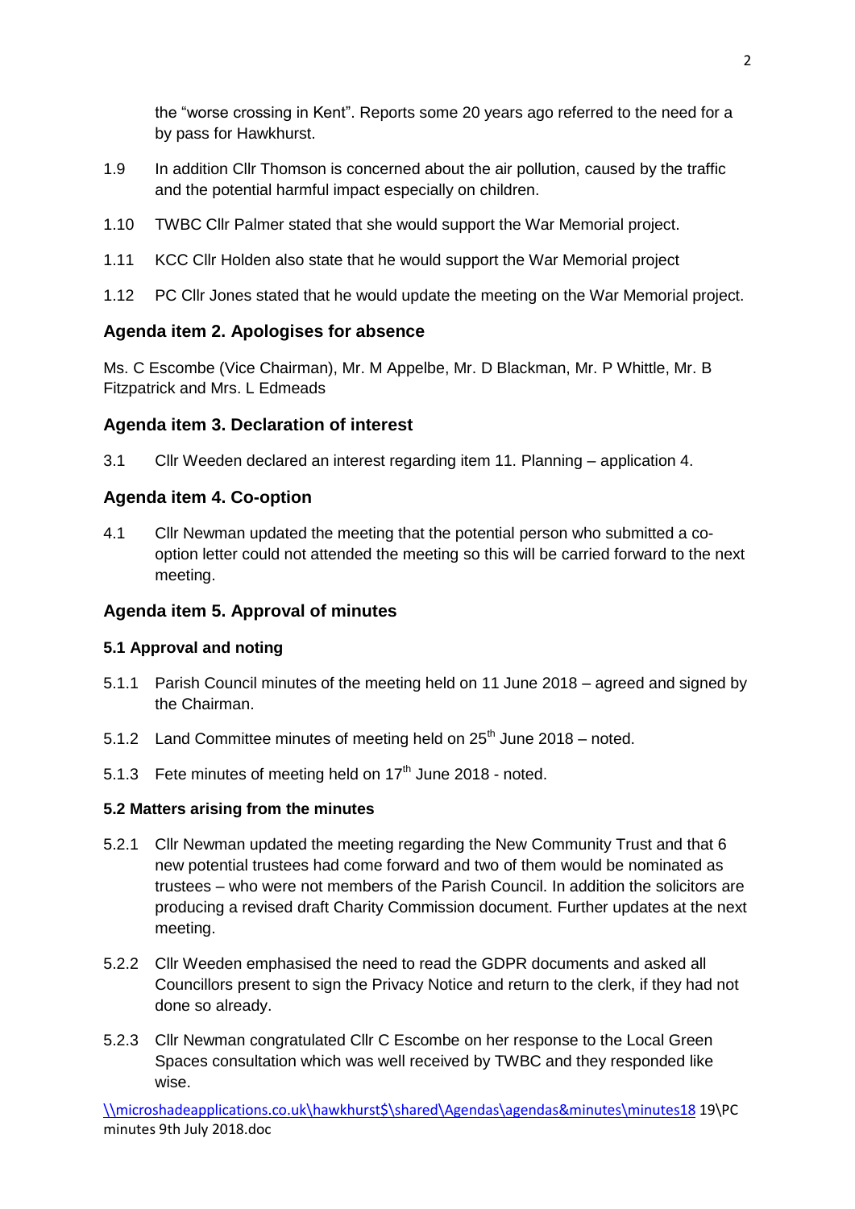the "worse crossing in Kent". Reports some 20 years ago referred to the need for a by pass for Hawkhurst.

1.9 In addition Cllr Thomson is concerned about the air pollution, caused by the traffic and the potential harmful impact especially on children.

1.10 TWBC Cllr Palmer stated that she would support the War Memorial project.

1.11 KCC Cllr Holden also state that he would support the War Memorial project

1.12 PC Cllr Jones stated that he would update the meeting on the War Memorial project.

### Agenda item 2. Apologises for absence

Ms. C Escombe (Vice Chairman), Mr. M Appelbe, Mr. D Blackman, Mr. P Whittle, Mr. B Fitzpatrick and Mrs. L Edmeads

### Agenda item 3. Declaration of interest

3.1 Cllr Weeden declared an interest regarding item 11. Planning – application 4.

### Agenda item 4. Co-option

4.1 Cllr Newman updated the meeting that the potential person who submitted a co-option letter could not attended the meeting so this will be carried forward to the next meeting.

### Agenda item 5. Approval of minutes

#### 5.1 Approval and noting

5.1.1 Parish Council minutes of the meeting held on 11 June 2018 – agreed and signed by the Chairman.

5.1.2 Land Committee minutes of meeting held on 25th June 2018 – noted.

5.1.3 Fete minutes of meeting held on 17th June 2018 - noted.

#### 5.2 Matters arising from the minutes

5.2.1 Cllr Newman updated the meeting regarding the New Community Trust and that 6 new potential trustees had come forward and two of them would be nominated as trustees – who were not members of the Parish Council. In addition the solicitors are producing a revised draft Charity Commission document. Further updates at the next meeting.

5.2.2 Cllr Weeden emphasised the need to read the GDPR documents and asked all Councillors present to sign the Privacy Notice and return to the clerk, if they had not done so already.

5.2.3 Cllr Newman congratulated Cllr C Escombe on her response to the Local Green Spaces consultation which was well received by TWBC and they responded like wise.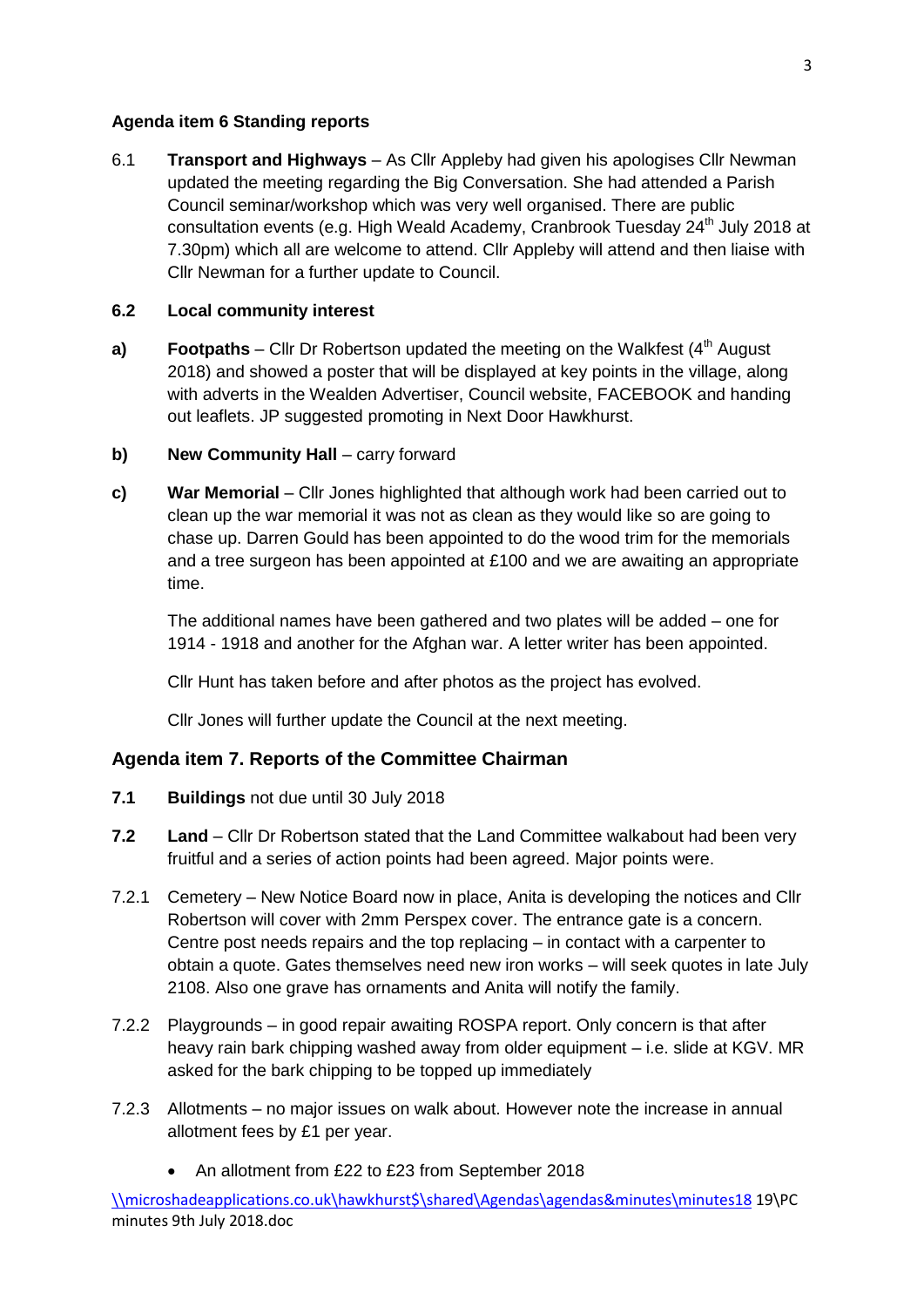**Agenda item 6 Standing reports**

6.1 **Transport and Highways** – As Cllr Appleby had given his apologises Cllr Newman updated the meeting regarding the Big Conversation. She had attended a Parish Council seminar/workshop which was very well organised. There are public consultation events (e.g. High Weald Academy, Cranbrook Tuesday 24th July 2018 at 7.30pm) which all are welcome to attend. Cllr Appleby will attend and then liaise with Cllr Newman for a further update to Council.

**6.2 Local community interest**

**a) Footpaths** – Cllr Dr Robertson updated the meeting on the Walkfest (4th August 2018) and showed a poster that will be displayed at key points in the village, along with adverts in the Wealden Advertiser, Council website, FACEBOOK and handing out leaflets. JP suggested promoting in Next Door Hawkhurst.

**b) New Community Hall** – carry forward

**c) War Memorial** – Cllr Jones highlighted that although work had been carried out to clean up the war memorial it was not as clean as they would like so are going to chase up. Darren Gould has been appointed to do the wood trim for the memorials and a tree surgeon has been appointed at £100 and we are awaiting an appropriate time.

The additional names have been gathered and two plates will be added – one for 1914 - 1918 and another for the Afghan war. A letter writer has been appointed.

Cllr Hunt has taken before and after photos as the project has evolved.

Cllr Jones will further update the Council at the next meeting.

## Agenda item 7. Reports of the Committee Chairman

**7.1 Buildings** not due until 30 July 2018

**7.2 Land** – Cllr Dr Robertson stated that the Land Committee walkabout had been very fruitful and a series of action points had been agreed. Major points were.

7.2.1 Cemetery – New Notice Board now in place, Anita is developing the notices and Cllr Robertson will cover with 2mm Perspex cover. The entrance gate is a concern. Centre post needs repairs and the top replacing – in contact with a carpenter to obtain a quote. Gates themselves need new iron works – will seek quotes in late July 2108. Also one grave has ornaments and Anita will notify the family.

7.2.2 Playgrounds – in good repair awaiting ROSPA report. Only concern is that after heavy rain bark chipping washed away from older equipment – i.e. slide at KGV. MR asked for the bark chipping to be topped up immediately

7.2.3 Allotments – no major issues on walk about. However note the increase in annual allotment fees by £1 per year.

- An allotment from £22 to £23 from September 2018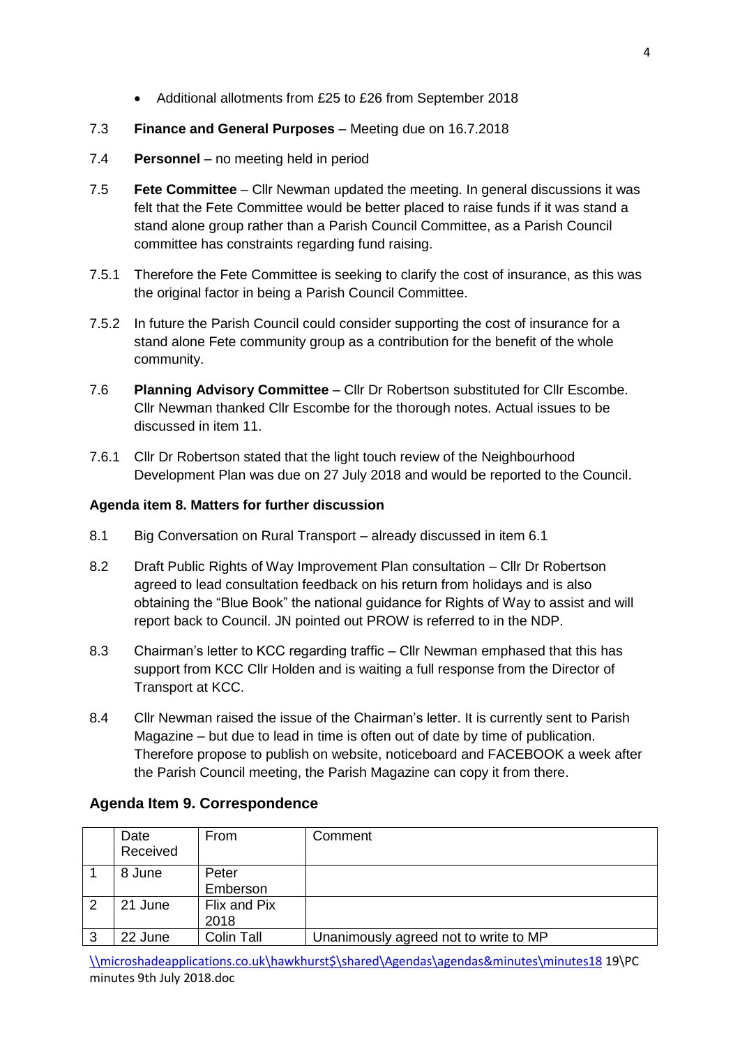- Additional allotments from £25 to £26 from September 2018

7.3 **Finance and General Purposes** – Meeting due on 16.7.2018

7.4 **Personnel** – no meeting held in period

7.5 **Fete Committee** – Cllr Newman updated the meeting. In general discussions it was felt that the Fete Committee would be better placed to raise funds if it was stand a stand alone group rather than a Parish Council Committee, as a Parish Council committee has constraints regarding fund raising.

7.5.1 Therefore the Fete Committee is seeking to clarify the cost of insurance, as this was the original factor in being a Parish Council Committee.

7.5.2 In future the Parish Council could consider supporting the cost of insurance for a stand alone Fete community group as a contribution for the benefit of the whole community.

7.6 **Planning Advisory Committee** – Cllr Dr Robertson substituted for Cllr Escombe. Cllr Newman thanked Cllr Escombe for the thorough notes. Actual issues to be discussed in item 11.

7.6.1 Cllr Dr Robertson stated that the light touch review of the Neighbourhood Development Plan was due on 27 July 2018 and would be reported to the Council.

**Agenda item 8. Matters for further discussion**

8.1 Big Conversation on Rural Transport – already discussed in item 6.1

8.2 Draft Public Rights of Way Improvement Plan consultation – Cllr Dr Robertson agreed to lead consultation feedback on his return from holidays and is also obtaining the "Blue Book" the national guidance for Rights of Way to assist and will report back to Council. JN pointed out PROW is referred to in the NDP.

8.3 Chairman's letter to KCC regarding traffic – Cllr Newman emphased that this has support from KCC Cllr Holden and is waiting a full response from the Director of Transport at KCC.

8.4 Cllr Newman raised the issue of the Chairman's letter. It is currently sent to Parish Magazine – but due to lead in time is often out of date by time of publication. Therefore propose to publish on website, noticeboard and FACEBOOK a week after the Parish Council meeting, the Parish Magazine can copy it from there.

## Agenda Item 9. Correspondence

| | Date Received | From | Comment |
|---|---|---|---|
| 1 | 8 June | Peter Emberson | |
| 2 | 21 June | Flix and Pix 2018 | |
| 3 | 22 June | Colin Tall | Unanimously agreed not to write to MP |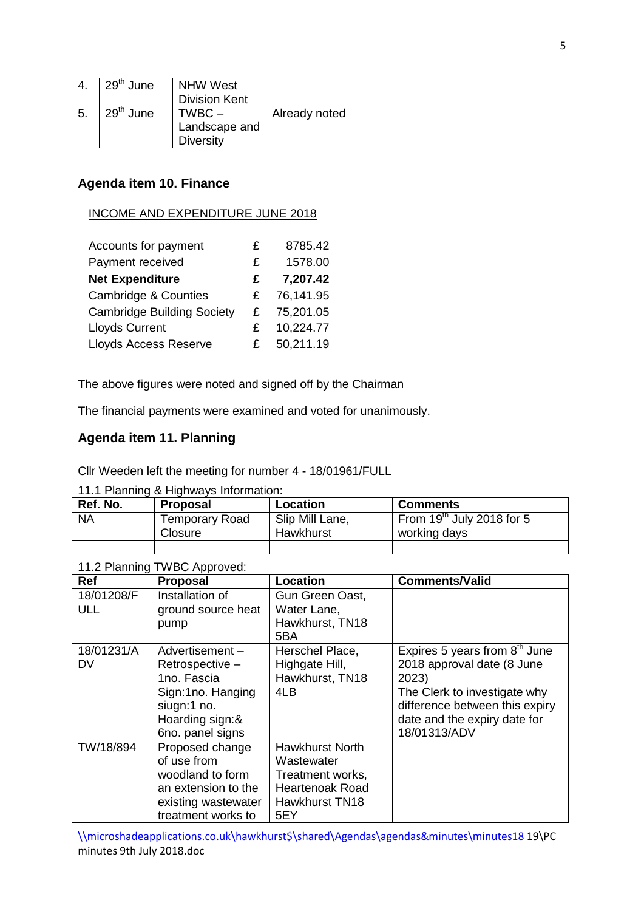| 4. | 29th June | NHW West Division Kent | |
|---|---|---|---|
| 5. | 29th June | TWBC – Landscape and Diversity | Already noted |

### Agenda item 10. Finance

INCOME AND EXPENDITURE JUNE 2018

| | | |
|---|---|---|
| Accounts for payment | £ | 8785.42 |
| Payment received | £ | 1578.00 |
| **Net Expenditure** | **£** | **7,207.42** |
| Cambridge & Counties | £ | 76,141.95 |
| Cambridge Building Society | £ | 75,201.05 |
| Lloyds Current | £ | 10,224.77 |
| Lloyds Access Reserve | £ | 50,211.19 |

The above figures were noted and signed off by the Chairman

The financial payments were examined and voted for unanimously.

### Agenda item 11. Planning

Cllr Weeden left the meeting for number 4 - 18/01961/FULL

11.1 Planning & Highways Information:

| Ref. No. | Proposal | Location | Comments |
|---|---|---|---|
| NA | Temporary Road Closure | Slip Mill Lane, Hawkhurst | From 19th July 2018 for 5 working days |
| | | | |

11.2 Planning TWBC Approved:

| Ref | Proposal | Location | Comments/Valid |
|---|---|---|---|
| 18/01208/FULL | Installation of ground source heat pump | Gun Green Oast, Water Lane, Hawkhurst, TN18 5BA | |
| 18/01231/ADV | Advertisement – Retrospective – 1no. Fascia Sign:1no. Hanging siugn:1 no. Hoarding sign:& 6no. panel signs | Herschel Place, Highgate Hill, Hawkhurst, TN18 4LB | Expires 5 years from 8th June 2018 approval date (8 June 2023) The Clerk to investigate why difference between this expiry date and the expiry date for 18/01313/ADV |
| TW/18/894 | Proposed change of use from woodland to form an extension to the existing wastewater treatment works to | Hawkhurst North Wastewater Treatment works, Heartenoak Road Hawkhurst TN18 5EY | |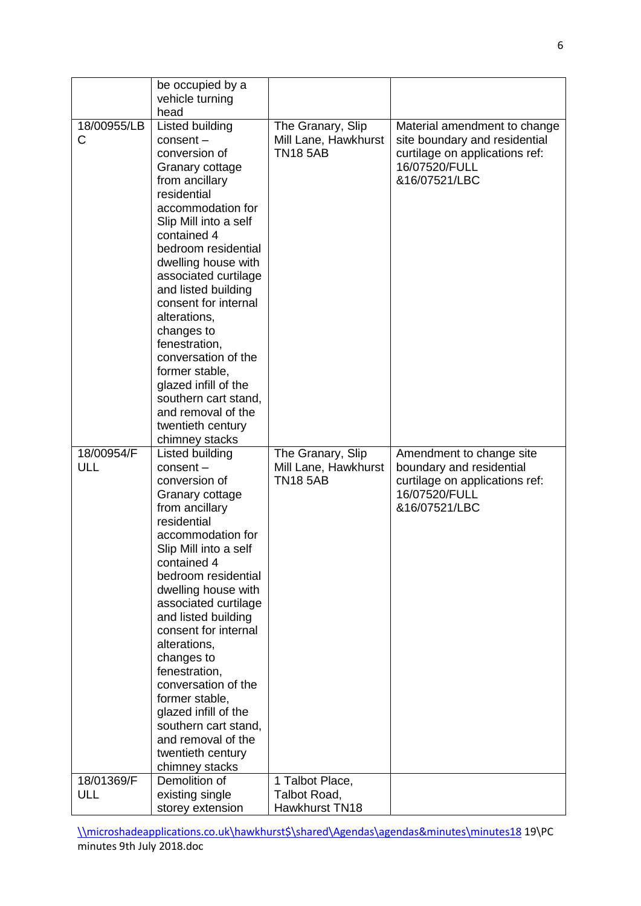| | be occupied by a vehicle turning head | | |
|---|---|---|---|
| 18/00955/LBC | Listed building consent – conversion of Granary cottage from ancillary residential accommodation for Slip Mill into a self contained 4 bedroom residential dwelling house with associated curtilage and listed building consent for internal alterations, changes to fenestration, conversation of the former stable, glazed infill of the southern cart stand, and removal of the twentieth century chimney stacks | The Granary, Slip Mill Lane, Hawkhurst TN18 5AB | Material amendment to change site boundary and residential curtilage on applications ref: 16/07520/FULL &16/07521/LBC |
| 18/00954/FULL | Listed building consent – conversion of Granary cottage from ancillary residential accommodation for Slip Mill into a self contained 4 bedroom residential dwelling house with associated curtilage and listed building consent for internal alterations, changes to fenestration, conversation of the former stable, glazed infill of the southern cart stand, and removal of the twentieth century chimney stacks | The Granary, Slip Mill Lane, Hawkhurst TN18 5AB | Amendment to change site boundary and residential curtilage on applications ref: 16/07520/FULL &16/07521/LBC |
| 18/01369/FULL | Demolition of existing single storey extension | 1 Talbot Place, Talbot Road, Hawkhurst TN18 | |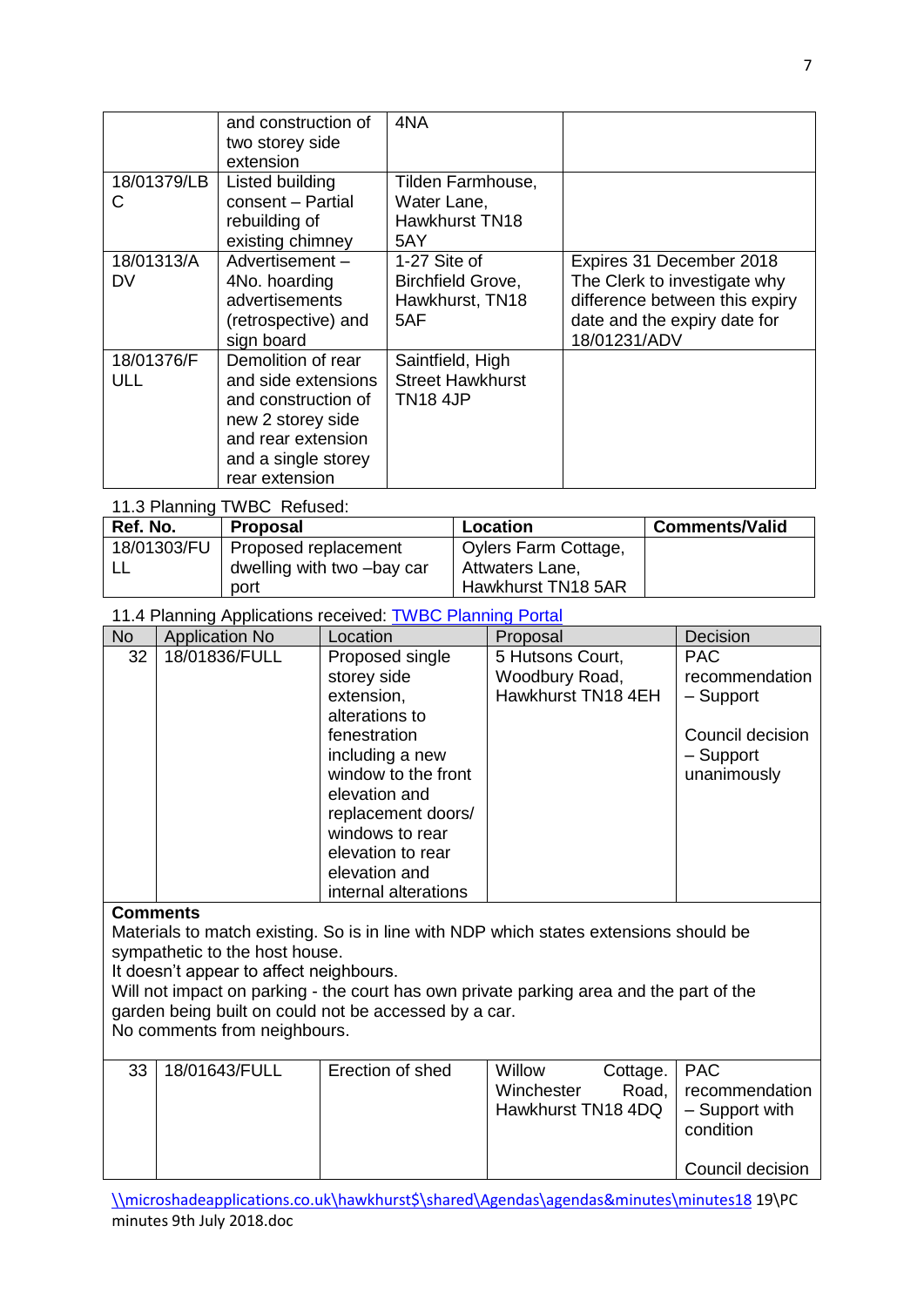|  | and construction of two storey side extension | 4NA |  |
|---|---|---|---|
| 18/01379/LBC | Listed building consent – Partial rebuilding of existing chimney | Tilden Farmhouse, Water Lane, Hawkhurst TN18 5AY |  |
| 18/01313/ADV | Advertisement – 4No. hoarding advertisements (retrospective) and sign board | 1-27 Site of Birchfield Grove, Hawkhurst, TN18 5AF | Expires 31 December 2018 The Clerk to investigate why difference between this expiry date and the expiry date for 18/01231/ADV |
| 18/01376/FULL | Demolition of rear and side extensions and construction of new 2 storey side and rear extension and a single storey rear extension | Saintfield, High Street Hawkhurst TN18 4JP |  |

11.3 Planning TWBC Refused:

| Ref. No. | Proposal | Location | Comments/Valid |
|---|---|---|---|
| 18/01303/FULL | Proposed replacement dwelling with two –bay car port | Oylers Farm Cottage, Attwaters Lane, Hawkhurst TN18 5AR |  |

11.4 Planning Applications received: [TWBC Planning Portal]

| No | Application No | Location | Proposal | Decision |
|---|---|---|---|---|
| 32 | 18/01836/FULL | Proposed single storey side extension, alterations to fenestration including a new window to the front elevation and replacement doors/ windows to rear elevation to rear elevation and internal alterations | 5 Hutsons Court, Woodbury Road, Hawkhurst TN18 4EH | PAC recommendation – Support<br><br>Council decision – Support unanimously |

**Comments**
Materials to match existing. So is in line with NDP which states extensions should be sympathetic to the host house.
It doesn't appear to affect neighbours.
Will not impact on parking - the court has own private parking area and the part of the garden being built on could not be accessed by a car.
No comments from neighbours.

| No | Application No | Location | Proposal | Decision |
|---|---|---|---|---|
| 33 | 18/01643/FULL | Erection of shed | Willow Cottage. Winchester Road, Hawkhurst TN18 4DQ | PAC recommendation – Support with condition<br><br>Council decision |

\\microshadeapplications.co.uk\hawkhurst$\shared\Agendas\agendas&minutes\minutes18 19\PC minutes 9th July 2018.doc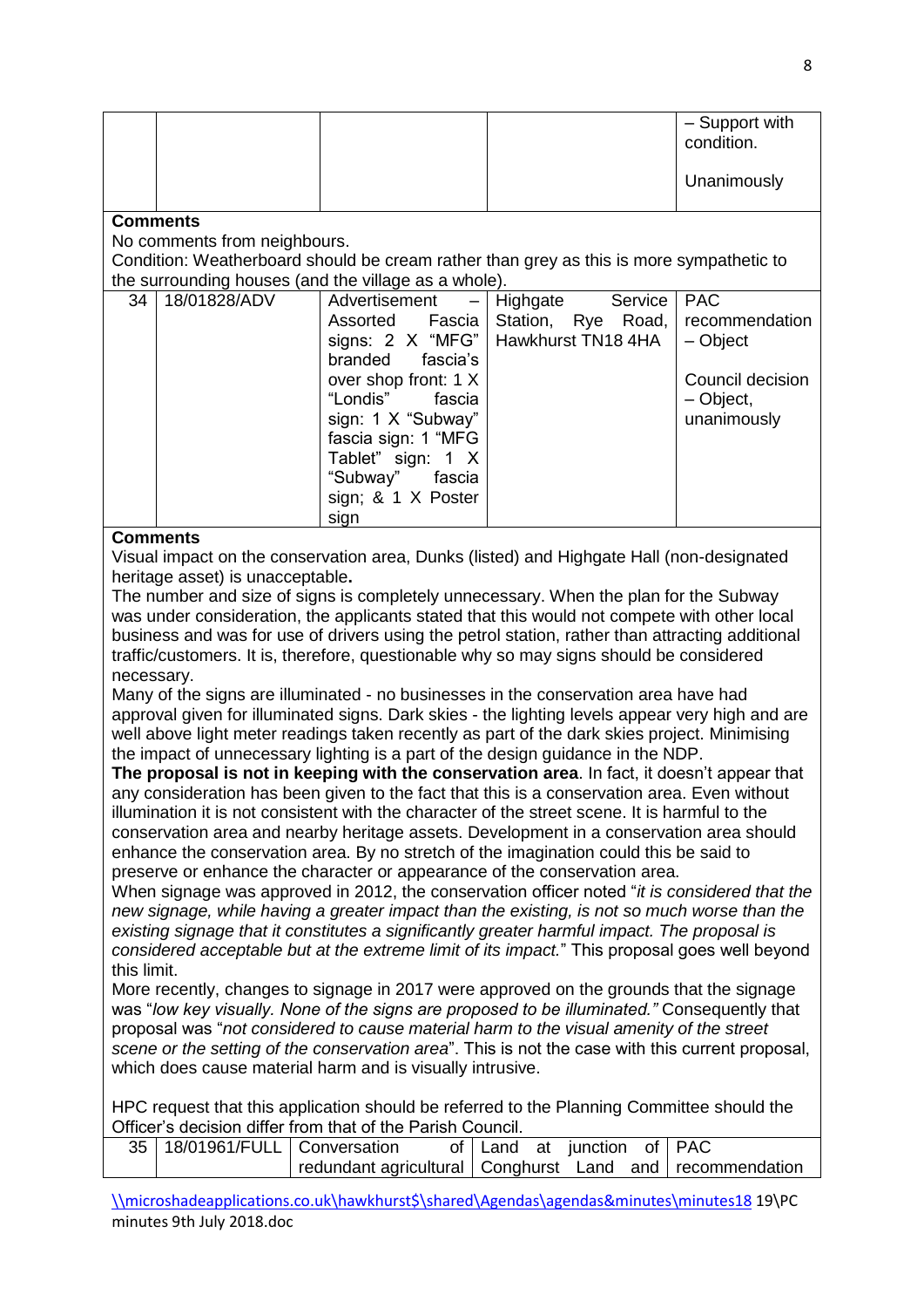| | | | | – Support with condition.<br><br>Unanimously |
|---|---|---|---|---|

**Comments**

No comments from neighbours.

Condition: Weatherboard should be cream rather than grey as this is more sympathetic to the surrounding houses (and the village as a whole).

| 34 | 18/01828/ADV | Advertisement – Assorted Fascia signs: 2 X "MFG" branded fascia's over shop front: 1 X "Londis" fascia sign: 1 X "Subway" fascia sign: 1 "MFG Tablet" sign: 1 X "Subway" fascia sign; & 1 X Poster sign | Highgate Service Station, Rye Road, Hawkhurst TN18 4HA | PAC recommendation – Object<br><br>Council decision – Object, unanimously |
|---|---|---|---|---|

**Comments**

Visual impact on the conservation area, Dunks (listed) and Highgate Hall (non-designated heritage asset) is unacceptable**.**

The number and size of signs is completely unnecessary. When the plan for the Subway was under consideration, the applicants stated that this would not compete with other local business and was for use of drivers using the petrol station, rather than attracting additional traffic/customers. It is, therefore, questionable why so may signs should be considered necessary.

Many of the signs are illuminated - no businesses in the conservation area have had approval given for illuminated signs. Dark skies - the lighting levels appear very high and are well above light meter readings taken recently as part of the dark skies project. Minimising the impact of unnecessary lighting is a part of the design guidance in the NDP.

**The proposal is not in keeping with the conservation area**. In fact, it doesn't appear that any consideration has been given to the fact that this is a conservation area. Even without illumination it is not consistent with the character of the street scene. It is harmful to the conservation area and nearby heritage assets. Development in a conservation area should enhance the conservation area. By no stretch of the imagination could this be said to preserve or enhance the character or appearance of the conservation area.

When signage was approved in 2012, the conservation officer noted "*it is considered that the new signage, while having a greater impact than the existing, is not so much worse than the existing signage that it constitutes a significantly greater harmful impact. The proposal is considered acceptable but at the extreme limit of its impact.*" This proposal goes well beyond this limit.

More recently, changes to signage in 2017 were approved on the grounds that the signage was "*low key visually. None of the signs are proposed to be illuminated.*" Consequently that proposal was "*not considered to cause material harm to the visual amenity of the street scene or the setting of the conservation area*". This is not the case with this current proposal, which does cause material harm and is visually intrusive.

HPC request that this application should be referred to the Planning Committee should the Officer's decision differ from that of the Parish Council.

| 35 | 18/01961/FULL | Conversation of redundant agricultural | Land at junction of Conghurst Land and | PAC recommendation |
|---|---|---|---|---|

\\microshadeapplications.co.uk\hawkhurst$\shared\Agendas\agendas&minutes\minutes18 19\PC minutes 9th July 2018.doc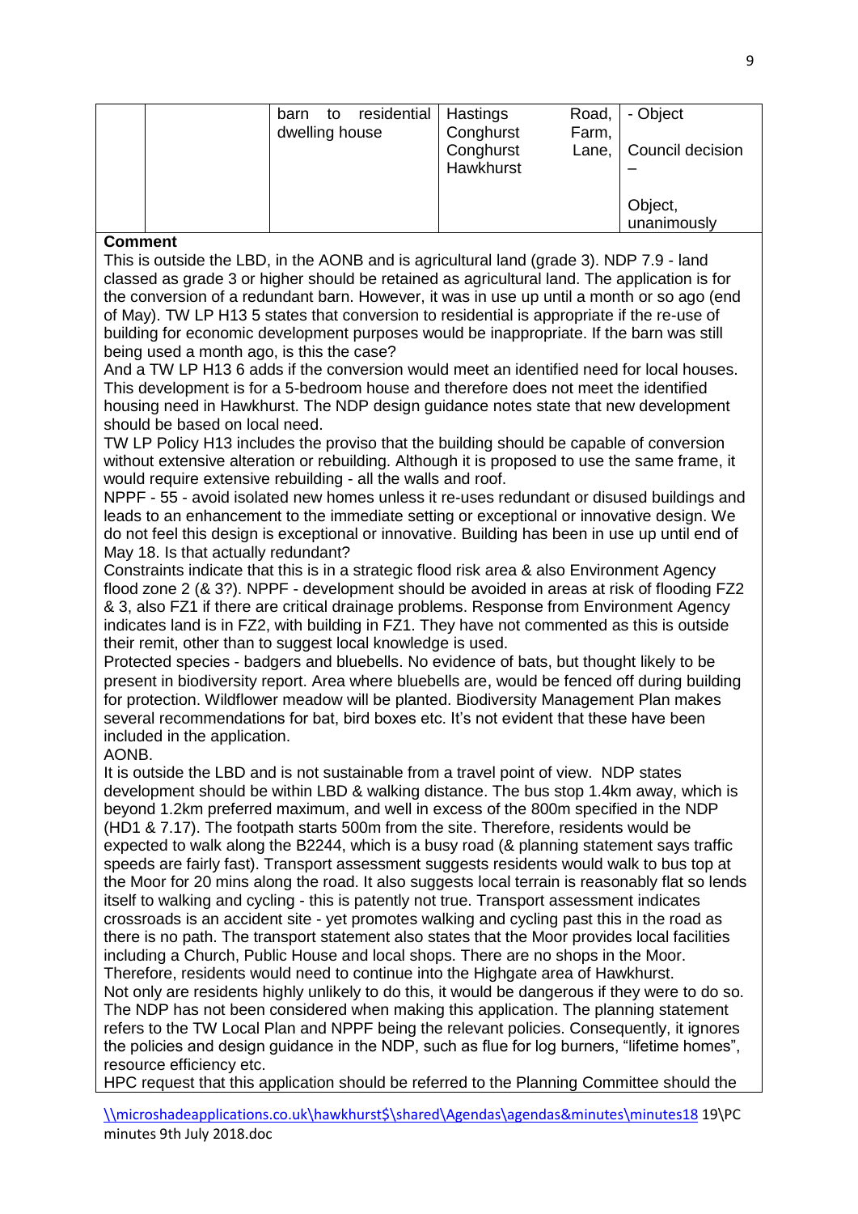|  |  | barn to residential dwelling house | Hastings Road, Conghurst Farm, Conghurst Lane, Hawkhurst | - Object<br><br>Council decision –<br><br>Object, unanimously |
|---|---|---|---|---|

**Comment**

This is outside the LBD, in the AONB and is agricultural land (grade 3). NDP 7.9 - land classed as grade 3 or higher should be retained as agricultural land. The application is for the conversion of a redundant barn. However, it was in use up until a month or so ago (end of May). TW LP H13 5 states that conversion to residential is appropriate if the re-use of building for economic development purposes would be inappropriate. If the barn was still being used a month ago, is this the case?

And a TW LP H13 6 adds if the conversion would meet an identified need for local houses. This development is for a 5-bedroom house and therefore does not meet the identified housing need in Hawkhurst. The NDP design guidance notes state that new development should be based on local need.

TW LP Policy H13 includes the proviso that the building should be capable of conversion without extensive alteration or rebuilding. Although it is proposed to use the same frame, it would require extensive rebuilding - all the walls and roof.

NPPF - 55 - avoid isolated new homes unless it re-uses redundant or disused buildings and leads to an enhancement to the immediate setting or exceptional or innovative design. We do not feel this design is exceptional or innovative. Building has been in use up until end of May 18. Is that actually redundant?

Constraints indicate that this is in a strategic flood risk area & also Environment Agency flood zone 2 (& 3?). NPPF - development should be avoided in areas at risk of flooding FZ2 & 3, also FZ1 if there are critical drainage problems. Response from Environment Agency indicates land is in FZ2, with building in FZ1. They have not commented as this is outside their remit, other than to suggest local knowledge is used.

Protected species - badgers and bluebells. No evidence of bats, but thought likely to be present in biodiversity report. Area where bluebells are, would be fenced off during building for protection. Wildflower meadow will be planted. Biodiversity Management Plan makes several recommendations for bat, bird boxes etc. It's not evident that these have been included in the application.

AONB.

It is outside the LBD and is not sustainable from a travel point of view. NDP states development should be within LBD & walking distance. The bus stop 1.4km away, which is beyond 1.2km preferred maximum, and well in excess of the 800m specified in the NDP (HD1 & 7.17). The footpath starts 500m from the site. Therefore, residents would be expected to walk along the B2244, which is a busy road (& planning statement says traffic speeds are fairly fast). Transport assessment suggests residents would walk to bus top at the Moor for 20 mins along the road. It also suggests local terrain is reasonably flat so lends itself to walking and cycling - this is patently not true. Transport assessment indicates crossroads is an accident site - yet promotes walking and cycling past this in the road as there is no path. The transport statement also states that the Moor provides local facilities including a Church, Public House and local shops. There are no shops in the Moor. Therefore, residents would need to continue into the Highgate area of Hawkhurst.

Not only are residents highly unlikely to do this, it would be dangerous if they were to do so. The NDP has not been considered when making this application. The planning statement refers to the TW Local Plan and NPPF being the relevant policies. Consequently, it ignores the policies and design guidance in the NDP, such as flue for log burners, "lifetime homes", resource efficiency etc.

HPC request that this application should be referred to the Planning Committee should the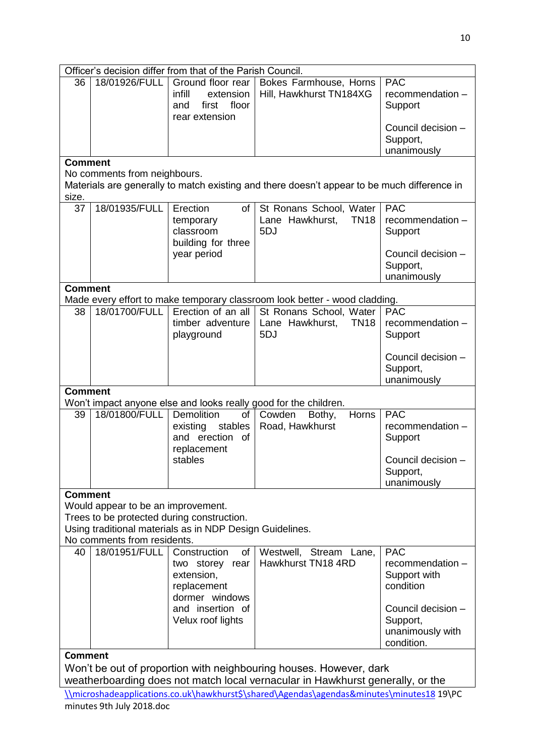| | | | | |
|---|---|---|---|---|
| Officer's decision differ from that of the Parish Council. | | | | |
| 36 | 18/01926/FULL | Ground floor rear infill extension and first floor rear extension | Bokes Farmhouse, Horns Hill, Hawkhurst TN184XG | PAC recommendation – Support<br><br>Council decision – Support, unanimously |
| **Comment**<br>No comments from neighbours.<br>Materials are generally to match existing and there doesn't appear to be much difference in size. | | | | |
| 37 | 18/01935/FULL | Erection of temporary classroom building for three year period | St Ronans School, Water Lane Hawkhurst, TN18 5DJ | PAC recommendation – Support<br><br>Council decision – Support, unanimously |
| **Comment**<br>Made every effort to make temporary classroom look better - wood cladding. | | | | |
| 38 | 18/01700/FULL | Erection of an all timber adventure playground | St Ronans School, Water Lane Hawkhurst, TN18 5DJ | PAC recommendation – Support<br><br>Council decision – Support, unanimously |
| **Comment**<br>Won't impact anyone else and looks really good for the children. | | | | |
| 39 | 18/01800/FULL | Demolition of existing stables and erection of replacement stables | Cowden Bothy, Horns Road, Hawkhurst | PAC recommendation – Support<br><br>Council decision – Support, unanimously |
| **Comment**<br>Would appear to be an improvement.<br>Trees to be protected during construction.<br>Using traditional materials as in NDP Design Guidelines.<br>No comments from residents. | | | | |
| 40 | 18/01951/FULL | Construction of two storey rear extension, replacement dormer windows and insertion of Velux roof lights | Westwell, Stream Lane, Hawkhurst TN18 4RD | PAC recommendation – Support with condition<br><br>Council decision – Support, unanimously with condition. |
| **Comment**<br>Won't be out of proportion with neighbouring houses. However, dark weatherboarding does not match local vernacular in Hawkhurst generally, or the | | | | |

\\microshadeapplications.co.uk\hawkhurst$\shared\Agendas\agendas&minutes\minutes18 19\PC minutes 9th July 2018.doc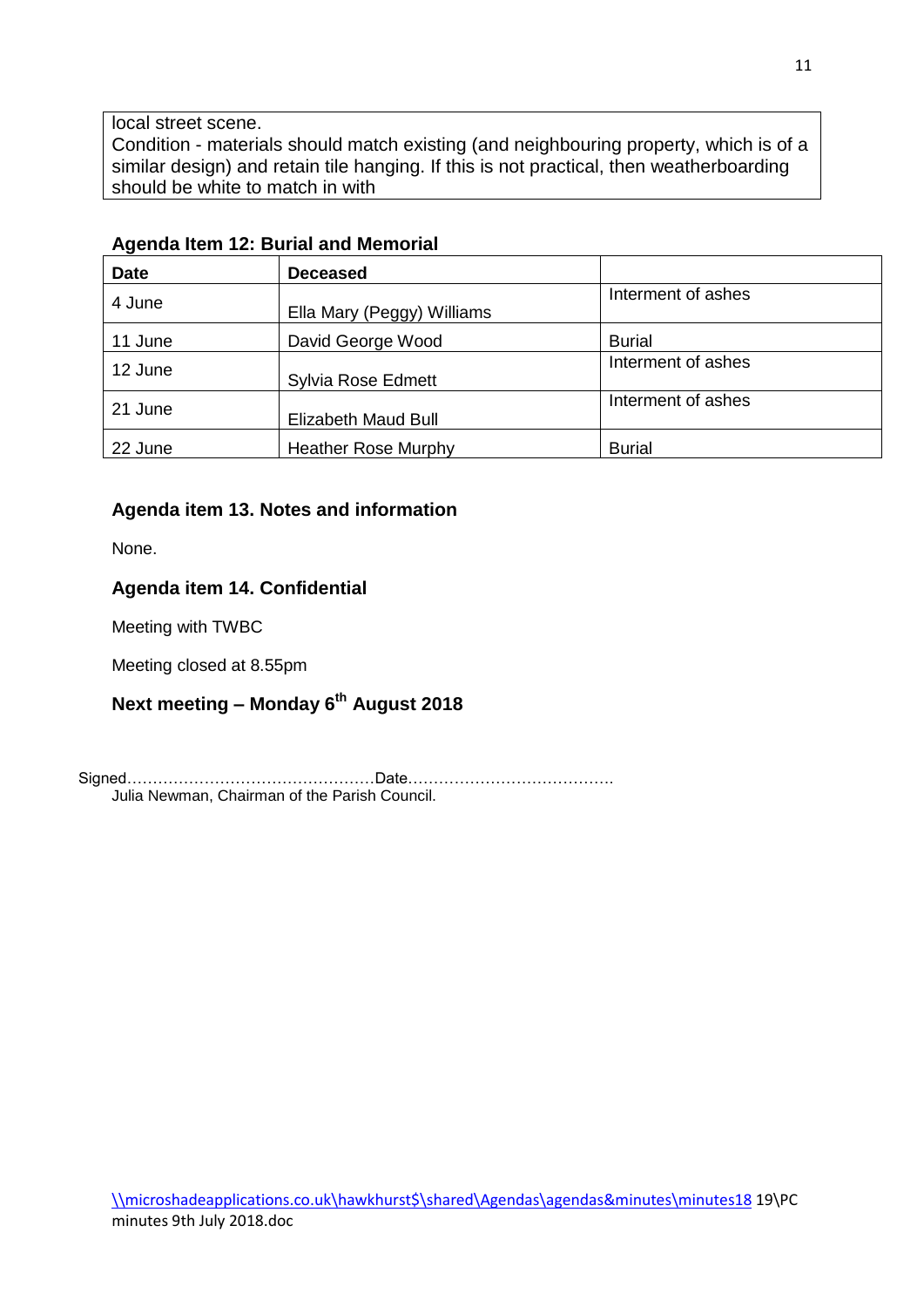local street scene.
Condition - materials should match existing (and neighbouring property, which is of a similar design) and retain tile hanging. If this is not practical, then weatherboarding should be white to match in with

### Agenda Item 12: Burial and Memorial

| Date | Deceased | |
|---|---|---|
| 4 June | Ella Mary (Peggy) Williams | Interment of ashes |
| 11 June | David George Wood | Burial |
| 12 June | Sylvia Rose Edmett | Interment of ashes |
| 21 June | Elizabeth Maud Bull | Interment of ashes |
| 22 June | Heather Rose Murphy | Burial |

### Agenda item 13. Notes and information

None.

### Agenda item 14. Confidential

Meeting with TWBC

Meeting closed at 8.55pm

### Next meeting – Monday 6th August 2018

Signed…………………………………………Date………………………………….
Julia Newman, Chairman of the Parish Council.